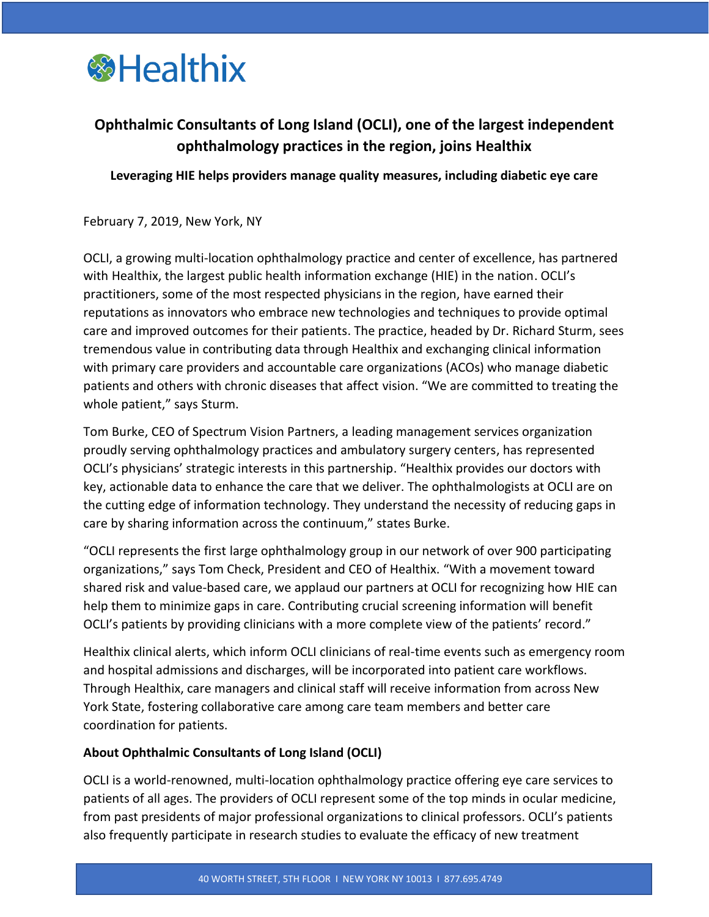Healthix

# Ophthalmic Consultants of Long Island (OCLI), one of the largest independent ophthalmology practices in the region, joins Healthix

**Leveraging HIE helps providers manage quality measures, including diabetic eye care**

February 7, 2019, New York, NY

OCLI, a growing multi-location ophthalmology practice and center of excellence, has partnered with Healthix, the largest public health information exchange (HIE) in the nation. OCLI's practitioners, some of the most respected physicians in the region, have earned their reputations as innovators who embrace new technologies and techniques to provide optimal care and improved outcomes for their patients. The practice, headed by Dr. Richard Sturm, sees tremendous value in contributing data through Healthix and exchanging clinical information with primary care providers and accountable care organizations (ACOs) who manage diabetic patients and others with chronic diseases that affect vision. "We are committed to treating the whole patient," says Sturm.

Tom Burke, CEO of Spectrum Vision Partners, a leading management services organization proudly serving ophthalmology practices and ambulatory surgery centers, has represented OCLI's physicians' strategic interests in this partnership. "Healthix provides our doctors with key, actionable data to enhance the care that we deliver. The ophthalmologists at OCLI are on the cutting edge of information technology. They understand the necessity of reducing gaps in care by sharing information across the continuum," states Burke.

"OCLI represents the first large ophthalmology group in our network of over 900 participating organizations," says Tom Check, President and CEO of Healthix. "With a movement toward shared risk and value-based care, we applaud our partners at OCLI for recognizing how HIE can help them to minimize gaps in care. Contributing crucial screening information will benefit OCLI's patients by providing clinicians with a more complete view of the patients' record."

Healthix clinical alerts, which inform OCLI clinicians of real-time events such as emergency room and hospital admissions and discharges, will be incorporated into patient care workflows. Through Healthix, care managers and clinical staff will receive information from across New York State, fostering collaborative care among care team members and better care coordination for patients.

**About Ophthalmic Consultants of Long Island (OCLI)**

OCLI is a world-renowned, multi-location ophthalmology practice offering eye care services to patients of all ages. The providers of OCLI represent some of the top minds in ocular medicine, from past presidents of major professional organizations to clinical professors. OCLI's patients also frequently participate in research studies to evaluate the efficacy of new treatment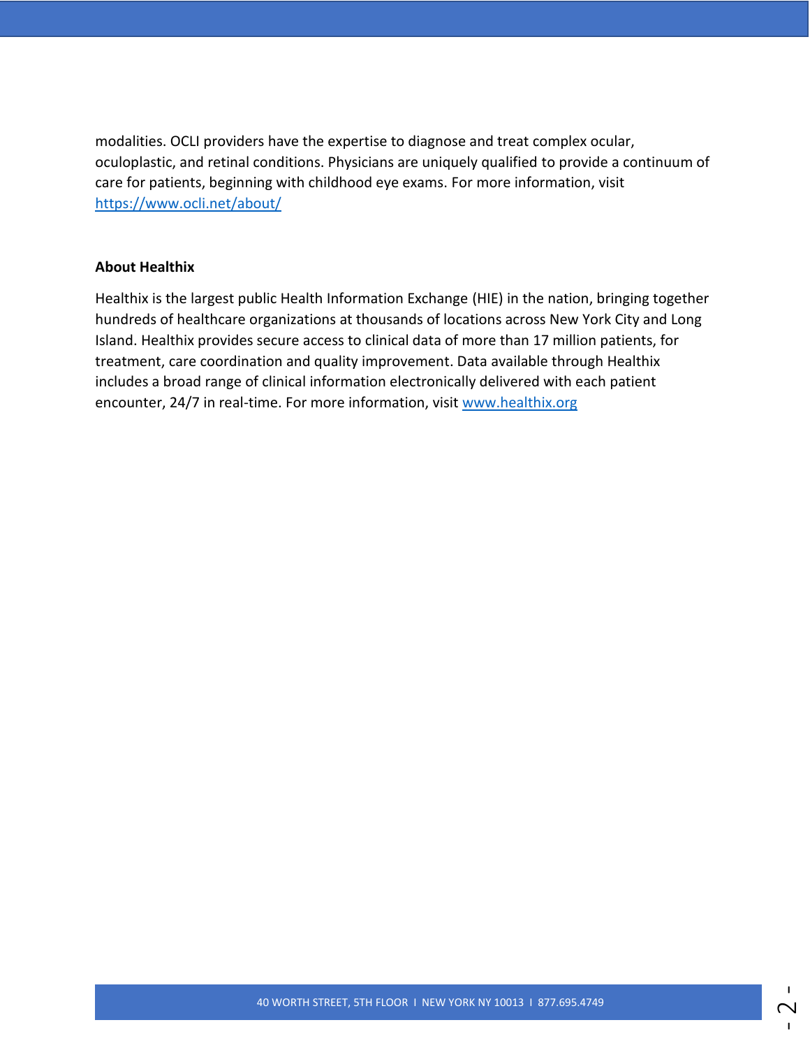modalities. OCLI providers have the expertise to diagnose and treat complex ocular, oculoplastic, and retinal conditions. Physicians are uniquely qualified to provide a continuum of care for patients, beginning with childhood eye exams. For more information, visit https://www.ocli.net/about/

**About Healthix**

Healthix is the largest public Health Information Exchange (HIE) in the nation, bringing together hundreds of healthcare organizations at thousands of locations across New York City and Long Island. Healthix provides secure access to clinical data of more than 17 million patients, for treatment, care coordination and quality improvement. Data available through Healthix includes a broad range of clinical information electronically delivered with each patient encounter, 24/7 in real-time. For more information, visit www.healthix.org